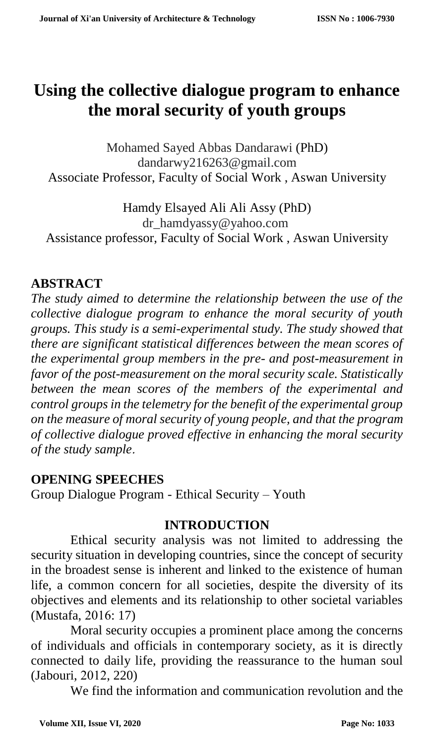# Using the collective dialogue program to enhance the moral security of youth groups

Mohamed Sayed Abbas Dandarawi (PhD)
dandarwy216263@gmail.com
Associate Professor, Faculty of Social Work , Aswan University

Hamdy Elsayed Ali Ali Assy (PhD)
dr_hamdyassy@yahoo.com
Assistance professor, Faculty of Social Work , Aswan University

## ABSTRACT

*The study aimed to determine the relationship between the use of the collective dialogue program to enhance the moral security of youth groups. This study is a semi-experimental study. The study showed that there are significant statistical differences between the mean scores of the experimental group members in the pre- and post-measurement in favor of the post-measurement on the moral security scale. Statistically between the mean scores of the members of the experimental and control groups in the telemetry for the benefit of the experimental group on the measure of moral security of young people, and that the program of collective dialogue proved effective in enhancing the moral security of the study sample.*

## OPENING SPEECHES

Group Dialogue Program - Ethical Security – Youth

## INTRODUCTION

Ethical security analysis was not limited to addressing the security situation in developing countries, since the concept of security in the broadest sense is inherent and linked to the existence of human life, a common concern for all societies, despite the diversity of its objectives and elements and its relationship to other societal variables (Mustafa, 2016: 17)

Moral security occupies a prominent place among the concerns of individuals and officials in contemporary society, as it is directly connected to daily life, providing the reassurance to the human soul (Jabouri, 2012, 220)

We find the information and communication revolution and the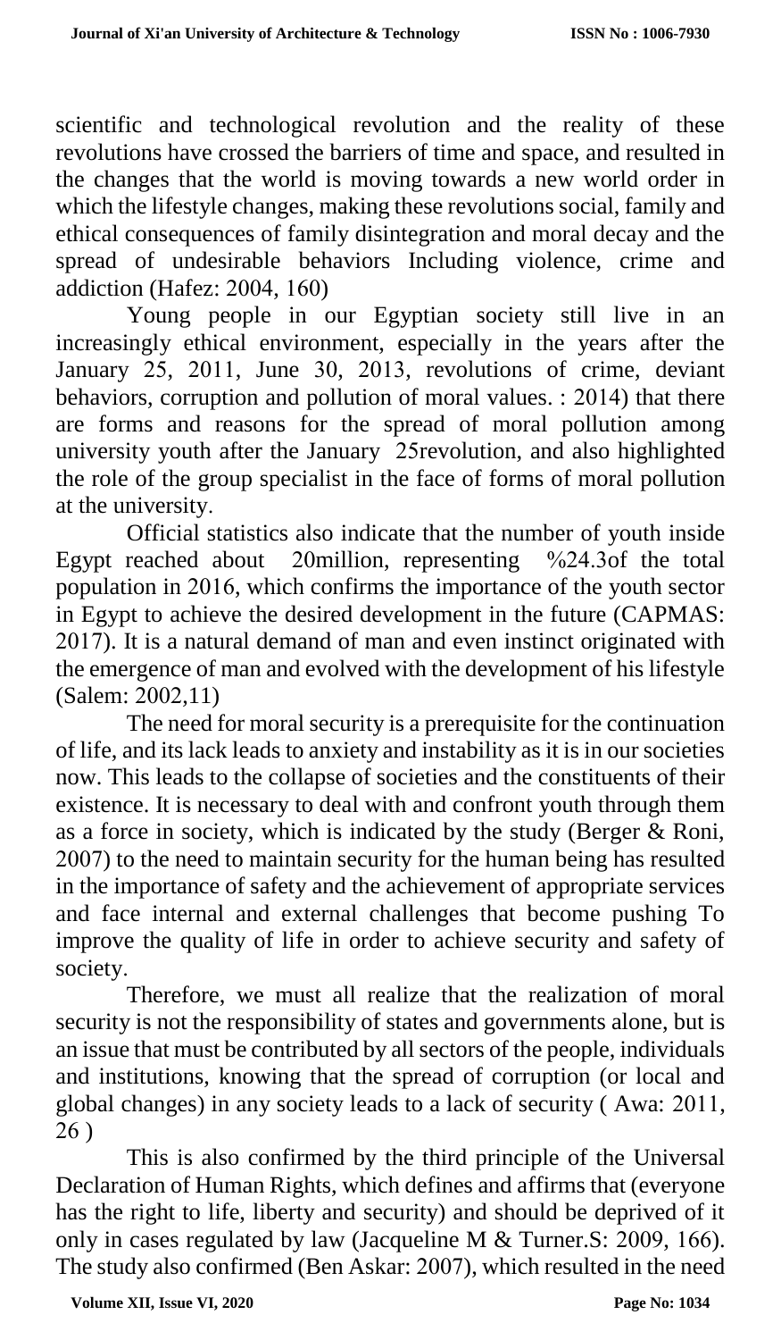scientific and technological revolution and the reality of these revolutions have crossed the barriers of time and space, and resulted in the changes that the world is moving towards a new world order in which the lifestyle changes, making these revolutions social, family and ethical consequences of family disintegration and moral decay and the spread of undesirable behaviors Including violence, crime and addiction (Hafez: 2004, 160)

Young people in our Egyptian society still live in an increasingly ethical environment, especially in the years after the January 25, 2011, June 30, 2013, revolutions of crime, deviant behaviors, corruption and pollution of moral values. : 2014) that there are forms and reasons for the spread of moral pollution among university youth after the January 25revolution, and also highlighted the role of the group specialist in the face of forms of moral pollution at the university.

Official statistics also indicate that the number of youth inside Egypt reached about 20million, representing %24.3of the total population in 2016, which confirms the importance of the youth sector in Egypt to achieve the desired development in the future (CAPMAS: 2017). It is a natural demand of man and even instinct originated with the emergence of man and evolved with the development of his lifestyle (Salem: 2002,11)

The need for moral security is a prerequisite for the continuation of life, and its lack leads to anxiety and instability as it is in our societies now. This leads to the collapse of societies and the constituents of their existence. It is necessary to deal with and confront youth through them as a force in society, which is indicated by the study (Berger & Roni, 2007) to the need to maintain security for the human being has resulted in the importance of safety and the achievement of appropriate services and face internal and external challenges that become pushing To improve the quality of life in order to achieve security and safety of society.

Therefore, we must all realize that the realization of moral security is not the responsibility of states and governments alone, but is an issue that must be contributed by all sectors of the people, individuals and institutions, knowing that the spread of corruption (or local and global changes) in any society leads to a lack of security ( Awa: 2011, 26 )

This is also confirmed by the third principle of the Universal Declaration of Human Rights, which defines and affirms that (everyone has the right to life, liberty and security) and should be deprived of it only in cases regulated by law (Jacqueline M & Turner.S: 2009, 166). The study also confirmed (Ben Askar: 2007), which resulted in the need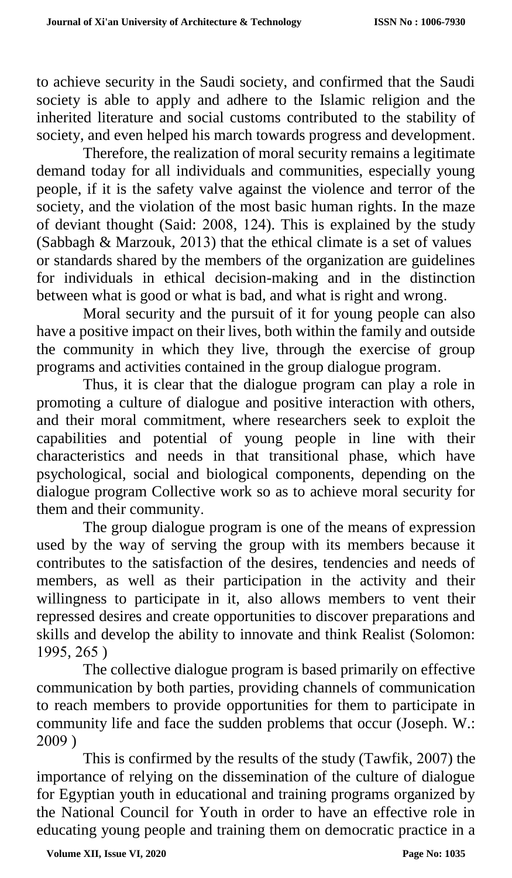to achieve security in the Saudi society, and confirmed that the Saudi society is able to apply and adhere to the Islamic religion and the inherited literature and social customs contributed to the stability of society, and even helped his march towards progress and development.

Therefore, the realization of moral security remains a legitimate demand today for all individuals and communities, especially young people, if it is the safety valve against the violence and terror of the society, and the violation of the most basic human rights. In the maze of deviant thought (Said: 2008, 124). This is explained by the study (Sabbagh & Marzouk, 2013) that the ethical climate is a set of values or standards shared by the members of the organization are guidelines for individuals in ethical decision-making and in the distinction between what is good or what is bad, and what is right and wrong.

Moral security and the pursuit of it for young people can also have a positive impact on their lives, both within the family and outside the community in which they live, through the exercise of group programs and activities contained in the group dialogue program.

Thus, it is clear that the dialogue program can play a role in promoting a culture of dialogue and positive interaction with others, and their moral commitment, where researchers seek to exploit the capabilities and potential of young people in line with their characteristics and needs in that transitional phase, which have psychological, social and biological components, depending on the dialogue program Collective work so as to achieve moral security for them and their community.

The group dialogue program is one of the means of expression used by the way of serving the group with its members because it contributes to the satisfaction of the desires, tendencies and needs of members, as well as their participation in the activity and their willingness to participate in it, also allows members to vent their repressed desires and create opportunities to discover preparations and skills and develop the ability to innovate and think Realist (Solomon: 1995, 265 )

The collective dialogue program is based primarily on effective communication by both parties, providing channels of communication to reach members to provide opportunities for them to participate in community life and face the sudden problems that occur (Joseph. W.: 2009 )

This is confirmed by the results of the study (Tawfik, 2007) the importance of relying on the dissemination of the culture of dialogue for Egyptian youth in educational and training programs organized by the National Council for Youth in order to have an effective role in educating young people and training them on democratic practice in a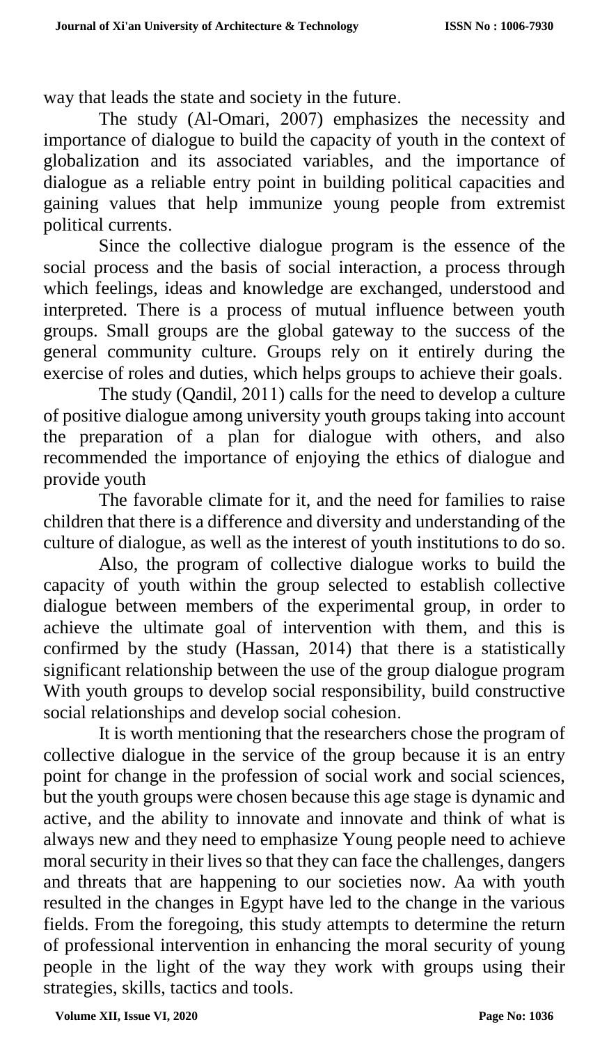way that leads the state and society in the future.

The study (Al-Omari, 2007) emphasizes the necessity and importance of dialogue to build the capacity of youth in the context of globalization and its associated variables, and the importance of dialogue as a reliable entry point in building political capacities and gaining values that help immunize young people from extremist political currents.

Since the collective dialogue program is the essence of the social process and the basis of social interaction, a process through which feelings, ideas and knowledge are exchanged, understood and interpreted. There is a process of mutual influence between youth groups. Small groups are the global gateway to the success of the general community culture. Groups rely on it entirely during the exercise of roles and duties, which helps groups to achieve their goals.

The study (Qandil, 2011) calls for the need to develop a culture of positive dialogue among university youth groups taking into account the preparation of a plan for dialogue with others, and also recommended the importance of enjoying the ethics of dialogue and provide youth

The favorable climate for it, and the need for families to raise children that there is a difference and diversity and understanding of the culture of dialogue, as well as the interest of youth institutions to do so.

Also, the program of collective dialogue works to build the capacity of youth within the group selected to establish collective dialogue between members of the experimental group, in order to achieve the ultimate goal of intervention with them, and this is confirmed by the study (Hassan, 2014) that there is a statistically significant relationship between the use of the group dialogue program With youth groups to develop social responsibility, build constructive social relationships and develop social cohesion.

It is worth mentioning that the researchers chose the program of collective dialogue in the service of the group because it is an entry point for change in the profession of social work and social sciences, but the youth groups were chosen because this age stage is dynamic and active, and the ability to innovate and innovate and think of what is always new and they need to emphasize Young people need to achieve moral security in their lives so that they can face the challenges, dangers and threats that are happening to our societies now. Aa with youth resulted in the changes in Egypt have led to the change in the various fields. From the foregoing, this study attempts to determine the return of professional intervention in enhancing the moral security of young people in the light of the way they work with groups using their strategies, skills, tactics and tools.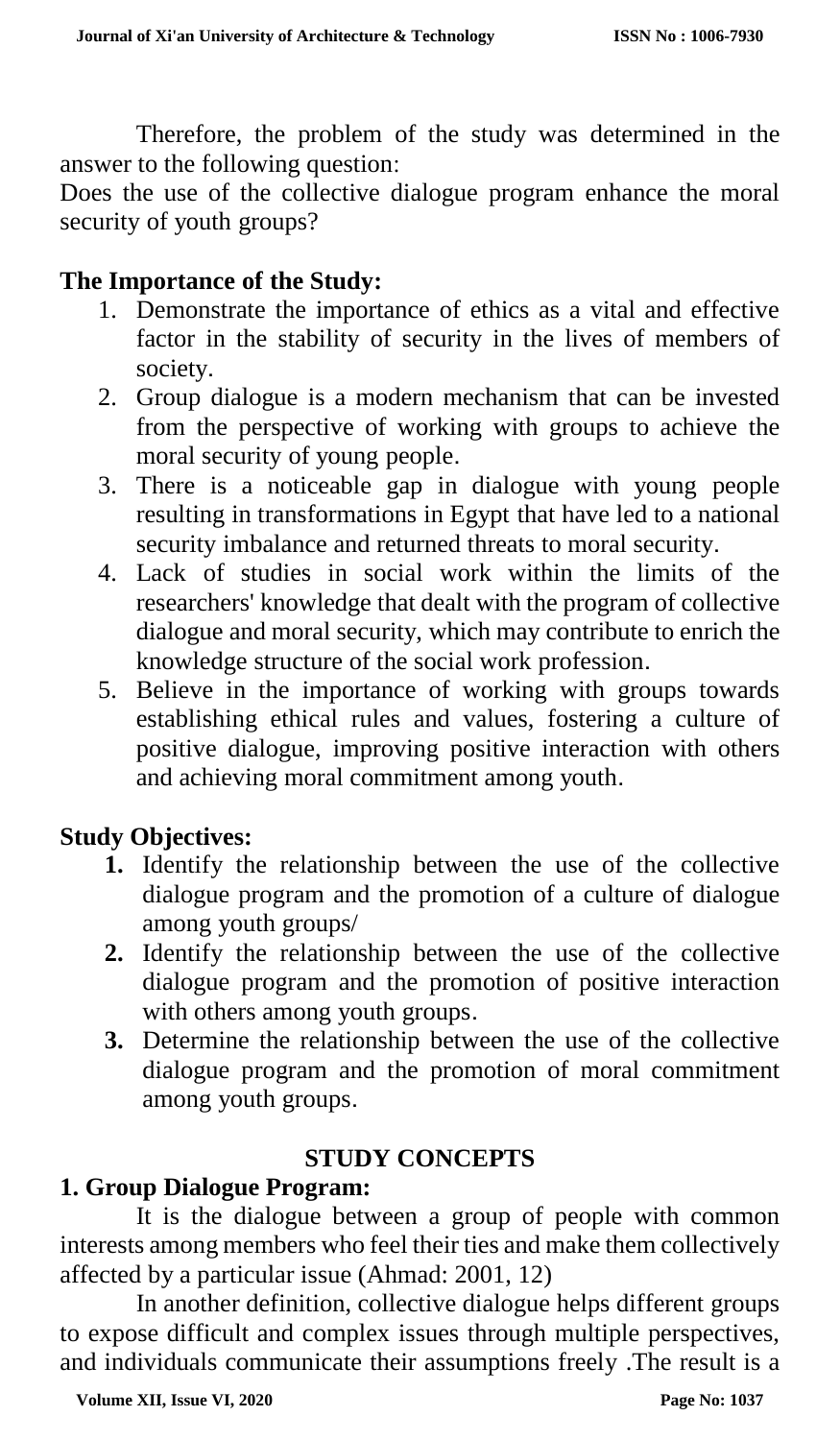Therefore, the problem of the study was determined in the answer to the following question:

Does the use of the collective dialogue program enhance the moral security of youth groups?

## The Importance of the Study:

1. Demonstrate the importance of ethics as a vital and effective factor in the stability of security in the lives of members of society.
2. Group dialogue is a modern mechanism that can be invested from the perspective of working with groups to achieve the moral security of young people.
3. There is a noticeable gap in dialogue with young people resulting in transformations in Egypt that have led to a national security imbalance and returned threats to moral security.
4. Lack of studies in social work within the limits of the researchers' knowledge that dealt with the program of collective dialogue and moral security, which may contribute to enrich the knowledge structure of the social work profession.
5. Believe in the importance of working with groups towards establishing ethical rules and values, fostering a culture of positive dialogue, improving positive interaction with others and achieving moral commitment among youth.

## Study Objectives:

1. Identify the relationship between the use of the collective dialogue program and the promotion of a culture of dialogue among youth groups/
2. Identify the relationship between the use of the collective dialogue program and the promotion of positive interaction with others among youth groups.
3. Determine the relationship between the use of the collective dialogue program and the promotion of moral commitment among youth groups.

## STUDY CONCEPTS

### 1. Group Dialogue Program:

It is the dialogue between a group of people with common interests among members who feel their ties and make them collectively affected by a particular issue (Ahmad: 2001, 12)

In another definition, collective dialogue helps different groups to expose difficult and complex issues through multiple perspectives, and individuals communicate their assumptions freely .The result is a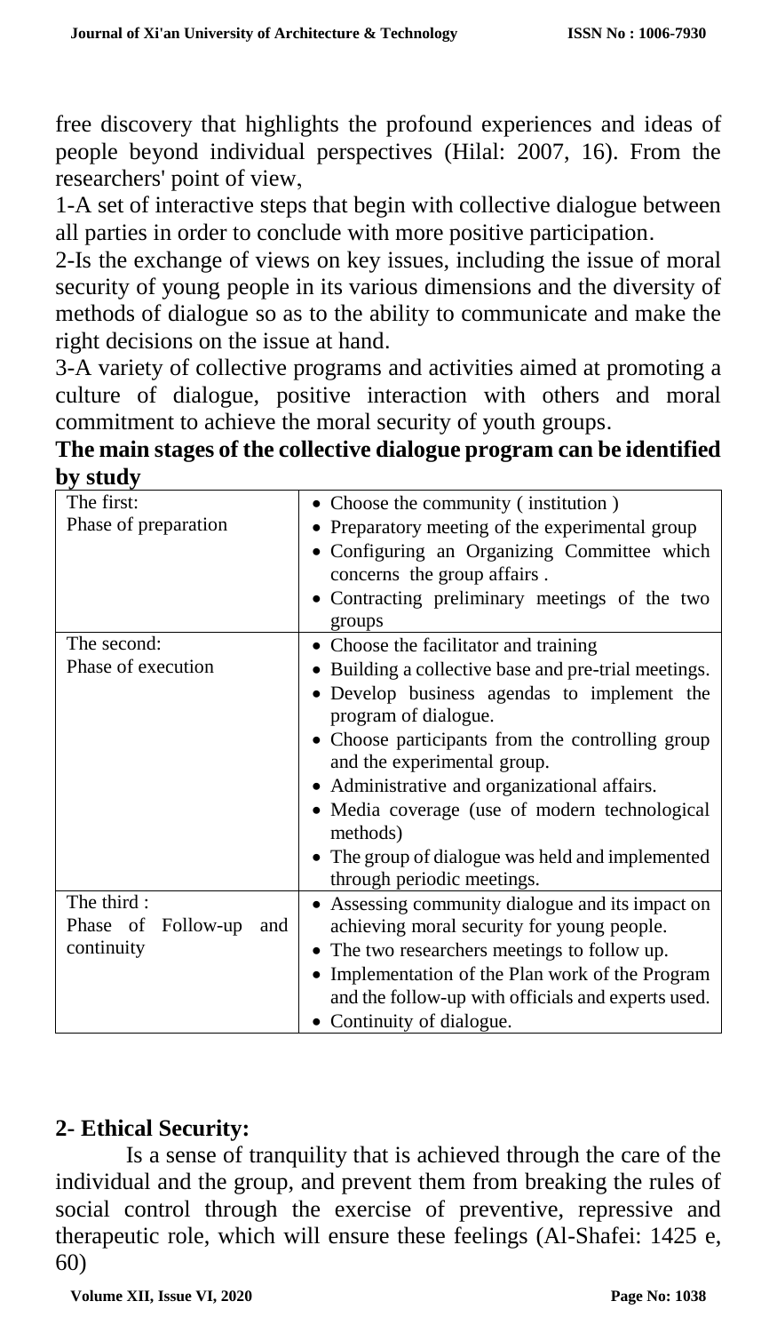free discovery that highlights the profound experiences and ideas of people beyond individual perspectives (Hilal: 2007, 16). From the researchers' point of view,

1-A set of interactive steps that begin with collective dialogue between all parties in order to conclude with more positive participation.

2-Is the exchange of views on key issues, including the issue of moral security of young people in its various dimensions and the diversity of methods of dialogue so as to the ability to communicate and make the right decisions on the issue at hand.

3-A variety of collective programs and activities aimed at promoting a culture of dialogue, positive interaction with others and moral commitment to achieve the moral security of youth groups.

**The main stages of the collective dialogue program can be identified by study**

| | |
|---|---|
| The first:<br>Phase of preparation | • Choose the community ( institution )<br>• Preparatory meeting of the experimental group<br>• Configuring an Organizing Committee which concerns the group affairs .<br>• Contracting preliminary meetings of the two groups |
| The second:<br>Phase of execution | • Choose the facilitator and training<br>• Building a collective base and pre-trial meetings.<br>• Develop business agendas to implement the program of dialogue.<br>• Choose participants from the controlling group and the experimental group.<br>• Administrative and organizational affairs.<br>• Media coverage (use of modern technological methods)<br>• The group of dialogue was held and implemented through periodic meetings. |
| The third :<br>Phase of Follow-up and continuity | • Assessing community dialogue and its impact on achieving moral security for young people.<br>• The two researchers meetings to follow up.<br>• Implementation of the Plan work of the Program and the follow-up with officials and experts used.<br>• Continuity of dialogue. |

## 2- Ethical Security:

Is a sense of tranquility that is achieved through the care of the individual and the group, and prevent them from breaking the rules of social control through the exercise of preventive, repressive and therapeutic role, which will ensure these feelings (Al-Shafei: 1425 e, 60)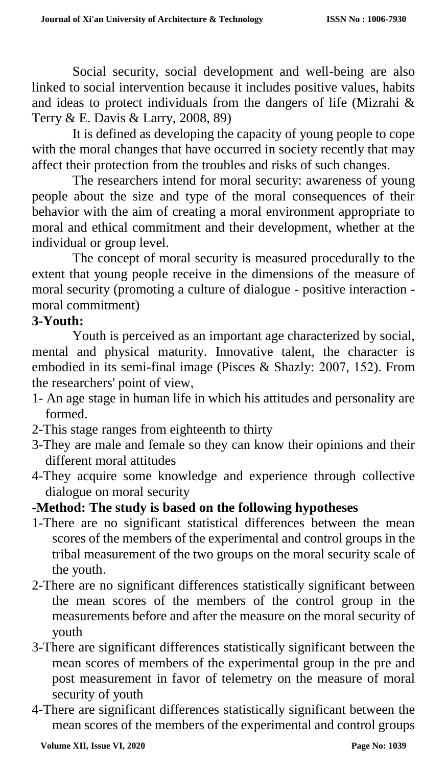Social security, social development and well-being are also linked to social intervention because it includes positive values, habits and ideas to protect individuals from the dangers of life (Mizrahi & Terry & E. Davis & Larry, 2008, 89)

It is defined as developing the capacity of young people to cope with the moral changes that have occurred in society recently that may affect their protection from the troubles and risks of such changes.

The researchers intend for moral security: awareness of young people about the size and type of the moral consequences of their behavior with the aim of creating a moral environment appropriate to moral and ethical commitment and their development, whether at the individual or group level.

The concept of moral security is measured procedurally to the extent that young people receive in the dimensions of the measure of moral security (promoting a culture of dialogue - positive interaction - moral commitment)

**3-Youth:**

Youth is perceived as an important age characterized by social, mental and physical maturity. Innovative talent, the character is embodied in its semi-final image (Pisces & Shazly: 2007, 152). From the researchers' point of view,

1- An age stage in human life in which his attitudes and personality are formed.
2-This stage ranges from eighteenth to thirty
3-They are male and female so they can know their opinions and their different moral attitudes
4-They acquire some knowledge and experience through collective dialogue on moral security

**-Method: The study is based on the following hypotheses**

1-There are no significant statistical differences between the mean scores of the members of the experimental and control groups in the tribal measurement of the two groups on the moral security scale of the youth.
2-There are no significant differences statistically significant between the mean scores of the members of the control group in the measurements before and after the measure on the moral security of youth
3-There are significant differences statistically significant between the mean scores of members of the experimental group in the pre and post measurement in favor of telemetry on the measure of moral security of youth
4-There are significant differences statistically significant between the mean scores of the members of the experimental and control groups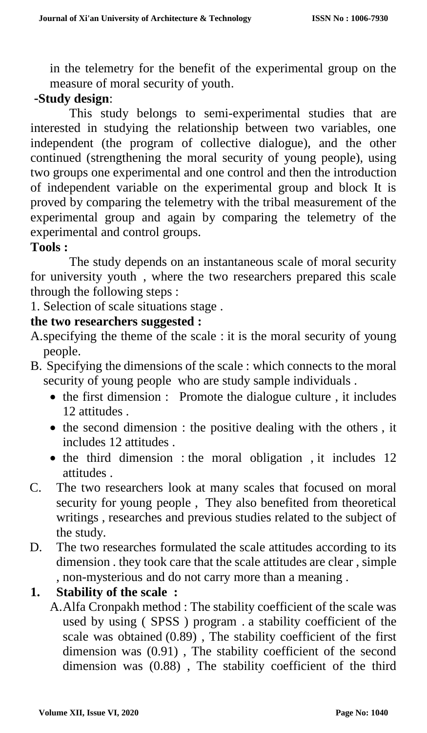in the telemetry for the benefit of the experimental group on the measure of moral security of youth.

**-Study design**:

This study belongs to semi-experimental studies that are interested in studying the relationship between two variables, one independent (the program of collective dialogue), and the other continued (strengthening the moral security of young people), using two groups one experimental and one control and then the introduction of independent variable on the experimental group and block It is proved by comparing the telemetry with the tribal measurement of the experimental group and again by comparing the telemetry of the experimental and control groups.

**Tools :**

The study depends on an instantaneous scale of moral security for university youth , where the two researchers prepared this scale through the following steps :

1. Selection of scale situations stage .

**the two researchers suggested :**

A. specifying the theme of the scale : it is the moral security of young people.

B. Specifying the dimensions of the scale : which connects to the moral security of young people who are study sample individuals .
   - the first dimension : Promote the dialogue culture , it includes 12 attitudes .
   - the second dimension : the positive dealing with the others , it includes 12 attitudes .
   - the third dimension : the moral obligation , it includes 12 attitudes .

C. The two researchers look at many scales that focused on moral security for young people , They also benefited from theoretical writings , researches and previous studies related to the subject of the study.

D. The two researches formulated the scale attitudes according to its dimension . they took care that the scale attitudes are clear , simple , non-mysterious and do not carry more than a meaning .

**1. Stability of the scale :**

A. Alfa Cronpakh method : The stability coefficient of the scale was used by using ( SPSS ) program . a stability coefficient of the scale was obtained (0.89) , The stability coefficient of the first dimension was (0.91) , The stability coefficient of the second dimension was (0.88) , The stability coefficient of the third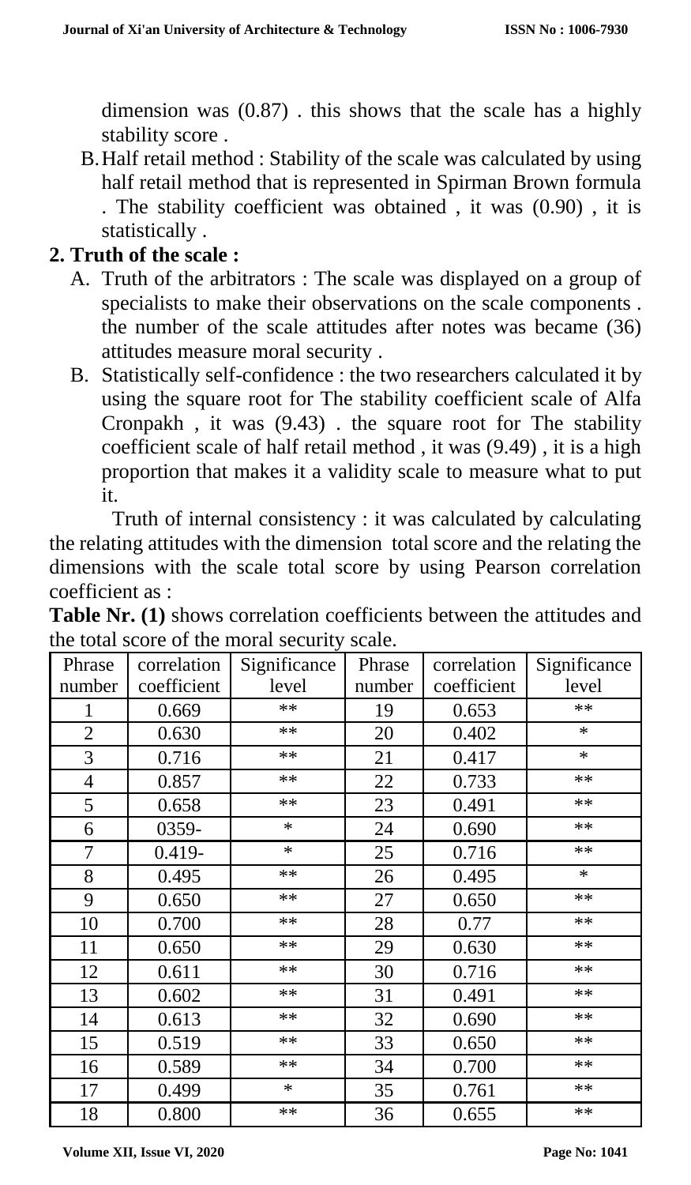dimension was (0.87) . this shows that the scale has a highly stability score .

B. Half retail method : Stability of the scale was calculated by using half retail method that is represented in Spirman Brown formula . The stability coefficient was obtained , it was (0.90) , it is statistically .

## 2. Truth of the scale :

A. Truth of the arbitrators : The scale was displayed on a group of specialists to make their observations on the scale components . the number of the scale attitudes after notes was became (36) attitudes measure moral security .

B. Statistically self-confidence : the two researchers calculated it by using the square root for The stability coefficient scale of Alfa Cronpakh , it was (9.43) . the square root for The stability coefficient scale of half retail method , it was (9.49) , it is a high proportion that makes it a validity scale to measure what to put it.

Truth of internal consistency : it was calculated by calculating the relating attitudes with the dimension total score and the relating the dimensions with the scale total score by using Pearson correlation coefficient as :

**Table Nr. (1)** shows correlation coefficients between the attitudes and the total score of the moral security scale.

| Phrase number | correlation coefficient | Significance level | Phrase number | correlation coefficient | Significance level |
|---|---|---|---|---|---|
| 1 | 0.669 | ** | 19 | 0.653 | ** |
| 2 | 0.630 | ** | 20 | 0.402 | * |
| 3 | 0.716 | ** | 21 | 0.417 | * |
| 4 | 0.857 | ** | 22 | 0.733 | ** |
| 5 | 0.658 | ** | 23 | 0.491 | ** |
| 6 | 0359- | * | 24 | 0.690 | ** |
| 7 | 0.419- | * | 25 | 0.716 | ** |
| 8 | 0.495 | ** | 26 | 0.495 | * |
| 9 | 0.650 | ** | 27 | 0.650 | ** |
| 10 | 0.700 | ** | 28 | 0.77 | ** |
| 11 | 0.650 | ** | 29 | 0.630 | ** |
| 12 | 0.611 | ** | 30 | 0.716 | ** |
| 13 | 0.602 | ** | 31 | 0.491 | ** |
| 14 | 0.613 | ** | 32 | 0.690 | ** |
| 15 | 0.519 | ** | 33 | 0.650 | ** |
| 16 | 0.589 | ** | 34 | 0.700 | ** |
| 17 | 0.499 | * | 35 | 0.761 | ** |
| 18 | 0.800 | ** | 36 | 0.655 | ** |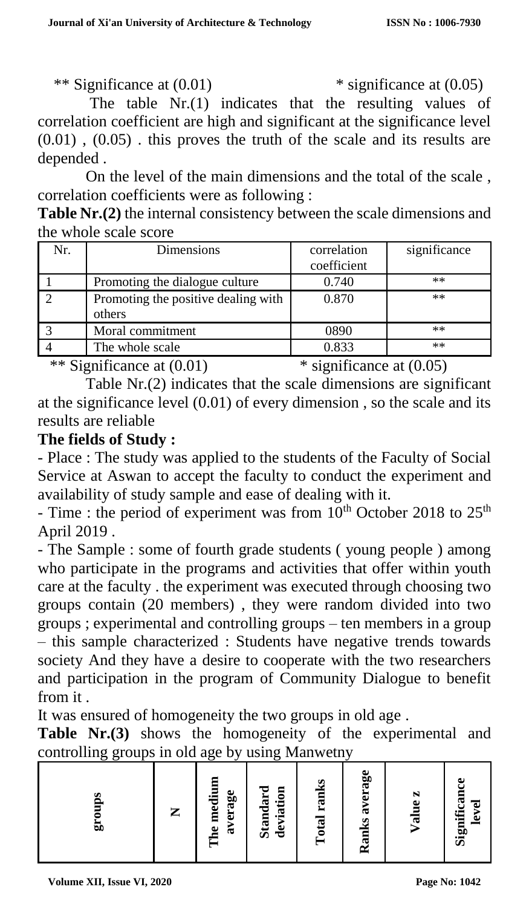** Significance at (0.01) * significance at (0.05)

The table Nr.(1) indicates that the resulting values of correlation coefficient are high and significant at the significance level (0.01) , (0.05) . this proves the truth of the scale and its results are depended .

On the level of the main dimensions and the total of the scale , correlation coefficients were as following :

**Table Nr.(2)** the internal consistency between the scale dimensions and the whole scale score

| Nr. | Dimensions | correlation coefficient | significance |
|---|---|---|---|
| 1 | Promoting the dialogue culture | 0.740 | ** |
| 2 | Promoting the positive dealing with others | 0.870 | ** |
| 3 | Moral commitment | 0890 | ** |
| 4 | The whole scale | 0.833 | ** |

** Significance at (0.01) * significance at (0.05)

Table Nr.(2) indicates that the scale dimensions are significant at the significance level (0.01) of every dimension , so the scale and its results are reliable

**The fields of Study :**

- Place : The study was applied to the students of the Faculty of Social Service at Aswan to accept the faculty to conduct the experiment and availability of study sample and ease of dealing with it.
- Time : the period of experiment was from 10th October 2018 to 25th April 2019 .
- The Sample : some of fourth grade students ( young people ) among who participate in the programs and activities that offer within youth care at the faculty . the experiment was executed through choosing two groups contain (20 members) , they were random divided into two groups ; experimental and controlling groups – ten members in a group – this sample characterized : Students have negative trends towards society And they have a desire to cooperate with the two researchers and participation in the program of Community Dialogue to benefit from it .

It was ensured of homogeneity the two groups in old age .

**Table Nr.(3)** shows the homogeneity of the experimental and controlling groups in old age by using Manwetny

| groups | N | The medium average | Standard deviation | Total ranks | Ranks average | Value z | Significance level |
|---|---|---|---|---|---|---|---|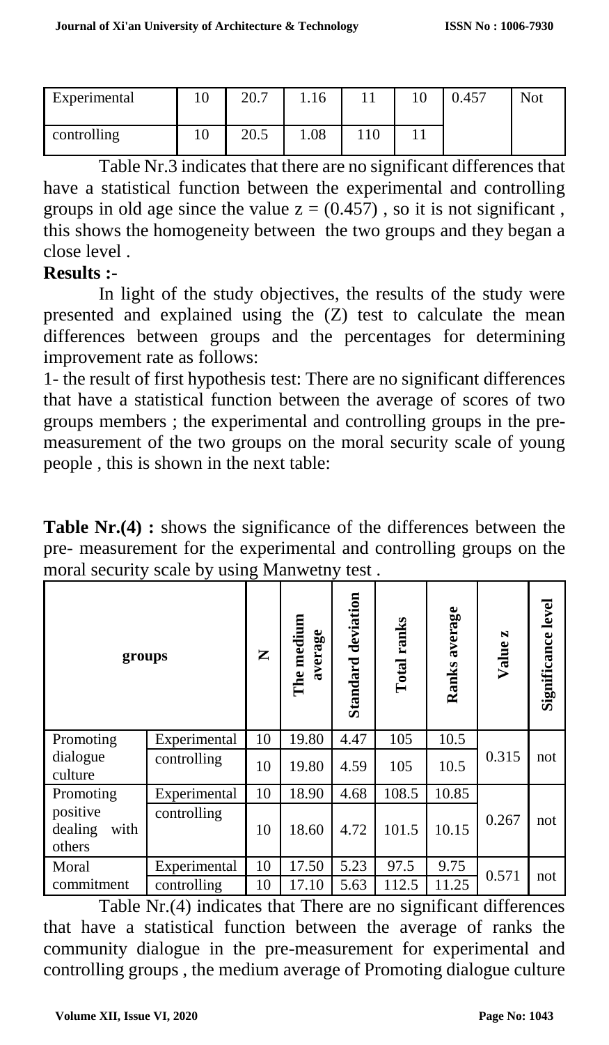| Experimental | 10 | 20.7 | 1.16 | 11 | 10 | 0.457 | Not |
|---|---|---|---|---|---|---|---|
| controlling | 10 | 20.5 | 1.08 | 110 | 11 | | |

Table Nr.3 indicates that there are no significant differences that have a statistical function between the experimental and controlling groups in old age since the value z = (0.457) , so it is not significant , this shows the homogeneity between the two groups and they began a close level .

**Results :-**

In light of the study objectives, the results of the study were presented and explained using the (Z) test to calculate the mean differences between groups and the percentages for determining improvement rate as follows:

1- the result of first hypothesis test: There are no significant differences that have a statistical function between the average of scores of two groups members ; the experimental and controlling groups in the pre-measurement of the two groups on the moral security scale of young people , this is shown in the next table:

**Table Nr.(4) :** shows the significance of the differences between the pre- measurement for the experimental and controlling groups on the moral security scale by using Manwetny test .

| groups | | N | The medium average | Standard deviation | Total ranks | Ranks average | Value z | Significance level |
|---|---|---|---|---|---|---|---|---|
| Promoting dialogue culture | Experimental | 10 | 19.80 | 4.47 | 105 | 10.5 | 0.315 | not |
| | controlling | 10 | 19.80 | 4.59 | 105 | 10.5 | | |
| Promoting positive dealing with others | Experimental | 10 | 18.90 | 4.68 | 108.5 | 10.85 | 0.267 | not |
| | controlling | 10 | 18.60 | 4.72 | 101.5 | 10.15 | | |
| Moral commitment | Experimental | 10 | 17.50 | 5.23 | 97.5 | 9.75 | 0.571 | not |
| | controlling | 10 | 17.10 | 5.63 | 112.5 | 11.25 | | |

Table Nr.(4) indicates that There are no significant differences that have a statistical function between the average of ranks the community dialogue in the pre-measurement for experimental and controlling groups , the medium average of Promoting dialogue culture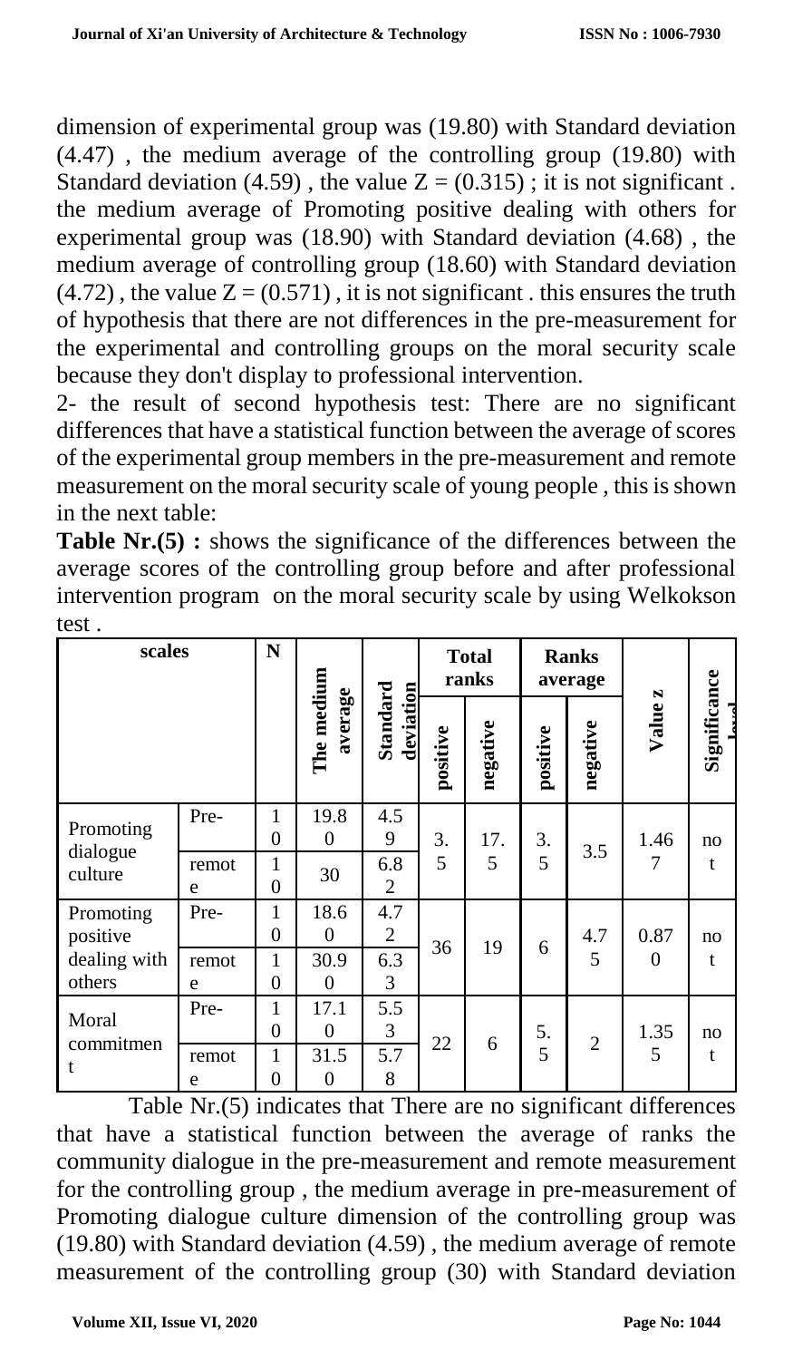dimension of experimental group was (19.80) with Standard deviation (4.47) , the medium average of the controlling group (19.80) with Standard deviation (4.59) , the value Z = (0.315) ; it is not significant . the medium average of Promoting positive dealing with others for experimental group was (18.90) with Standard deviation (4.68) , the medium average of controlling group (18.60) with Standard deviation (4.72) , the value Z = (0.571) , it is not significant . this ensures the truth of hypothesis that there are not differences in the pre-measurement for the experimental and controlling groups on the moral security scale because they don't display to professional intervention.

2- the result of second hypothesis test: There are no significant differences that have a statistical function between the average of scores of the experimental group members in the pre-measurement and remote measurement on the moral security scale of young people , this is shown in the next table:

**Table Nr.(5) :** shows the significance of the differences between the average scores of the controlling group before and after professional intervention program on the moral security scale by using Welkokson test .

| scales | | N | The medium average | Standard deviation | Total ranks | | Ranks average | | Value z | Significance level |
|---|---|---|---|---|---|---|---|---|---|---|
| | | | | | positive | negative | positive | negative | | |
| Promoting dialogue culture | Pre- | 10 | 19.80 | 4.59 | 3.5 | 17.5 | 3.5 | 3.5 | 1.467 | not |
| | remote | 10 | 30 | 6.82 | | | | | | |
| Promoting positive dealing with others | Pre- | 10 | 18.60 | 4.72 | 36 | 19 | 6 | 4.75 | 0.870 | not |
| | remote | 10 | 30.90 | 6.33 | | | | | | |
| Moral commitment | Pre- | 10 | 17.10 | 5.53 | 22 | 6 | 5.5 | 2 | 1.355 | not |
| | remote | 10 | 31.50 | 5.78 | | | | | | |

Table Nr.(5) indicates that There are no significant differences that have a statistical function between the average of ranks the community dialogue in the pre-measurement and remote measurement for the controlling group , the medium average in pre-measurement of Promoting dialogue culture dimension of the controlling group was (19.80) with Standard deviation (4.59) , the medium average of remote measurement of the controlling group (30) with Standard deviation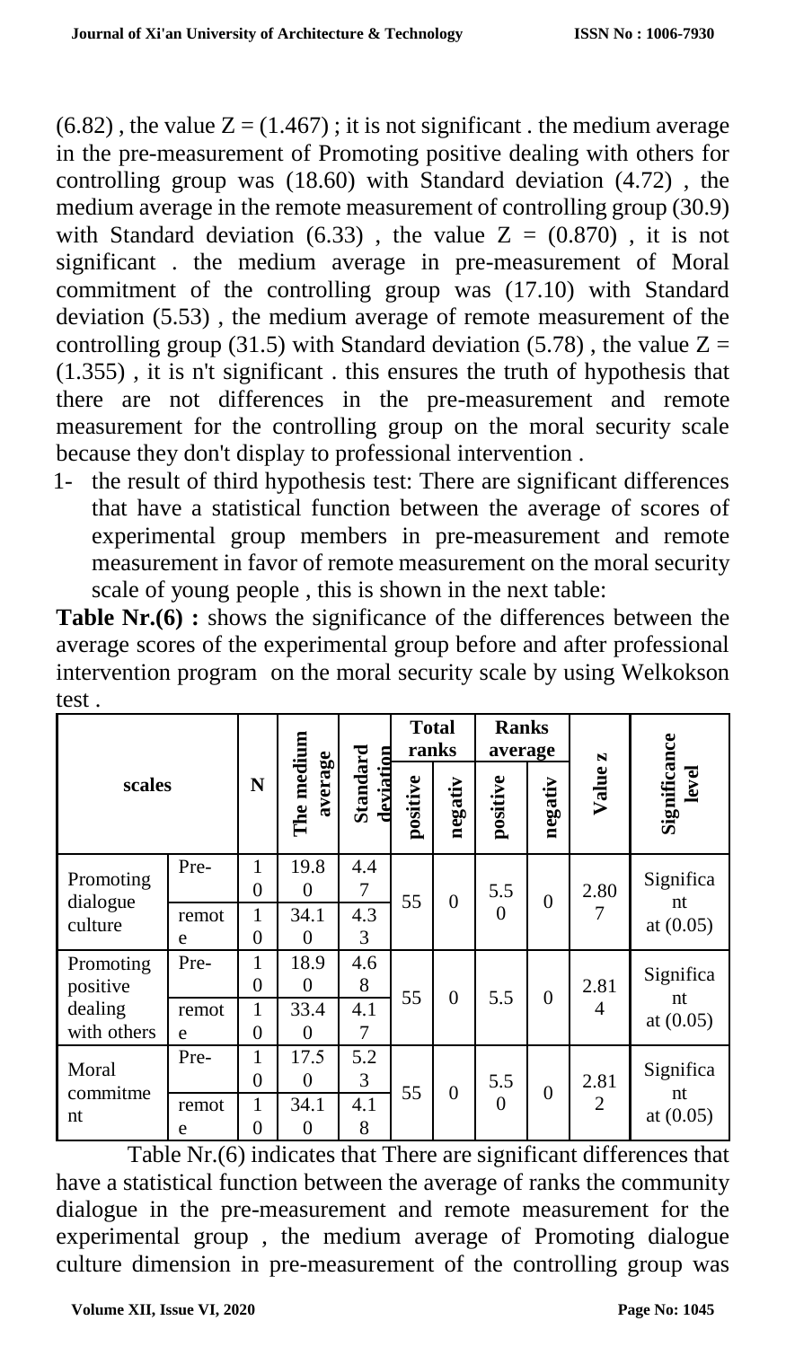(6.82) , the value Z = (1.467) ; it is not significant . the medium average in the pre-measurement of Promoting positive dealing with others for controlling group was (18.60) with Standard deviation (4.72) , the medium average in the remote measurement of controlling group (30.9) with Standard deviation (6.33) , the value Z = (0.870) , it is not significant . the medium average in pre-measurement of Moral commitment of the controlling group was (17.10) with Standard deviation (5.53) , the medium average of remote measurement of the controlling group (31.5) with Standard deviation (5.78) , the value Z = (1.355) , it is n't significant . this ensures the truth of hypothesis that there are not differences in the pre-measurement and remote measurement for the controlling group on the moral security scale because they don't display to professional intervention .

1- the result of third hypothesis test: There are significant differences that have a statistical function between the average of scores of experimental group members in pre-measurement and remote measurement in favor of remote measurement on the moral security scale of young people , this is shown in the next table:

**Table Nr.(6) :** shows the significance of the differences between the average scores of the experimental group before and after professional intervention program on the moral security scale by using Welkokson test .

| scales | | N | The medium average | Standard deviation | Total ranks | | Ranks average | | Value z | Significance level |
|---|---|---|---|---|---|---|---|---|---|---|
| | | | | | positive | negativ | positive | negativ | | |
| Promoting dialogue culture | Pre- | 10 | 19.80 | 4.47 | 55 | 0 | 5.50 | 0 | 2.807 | Significant at (0.05) |
| | remote | 10 | 34.10 | 4.33 | | | | | | |
| Promoting positive dealing with others | Pre- | 10 | 18.90 | 4.68 | 55 | 0 | 5.5 | 0 | 2.814 | Significant at (0.05) |
| | remote | 10 | 33.40 | 4.17 | | | | | | |
| Moral commitment | Pre- | 10 | 17.50 | 5.23 | 55 | 0 | 5.50 | 0 | 2.812 | Significant at (0.05) |
| | remote | 10 | 34.10 | 4.18 | | | | | | |

Table Nr.(6) indicates that There are significant differences that have a statistical function between the average of ranks the community dialogue in the pre-measurement and remote measurement for the experimental group , the medium average of Promoting dialogue culture dimension in pre-measurement of the controlling group was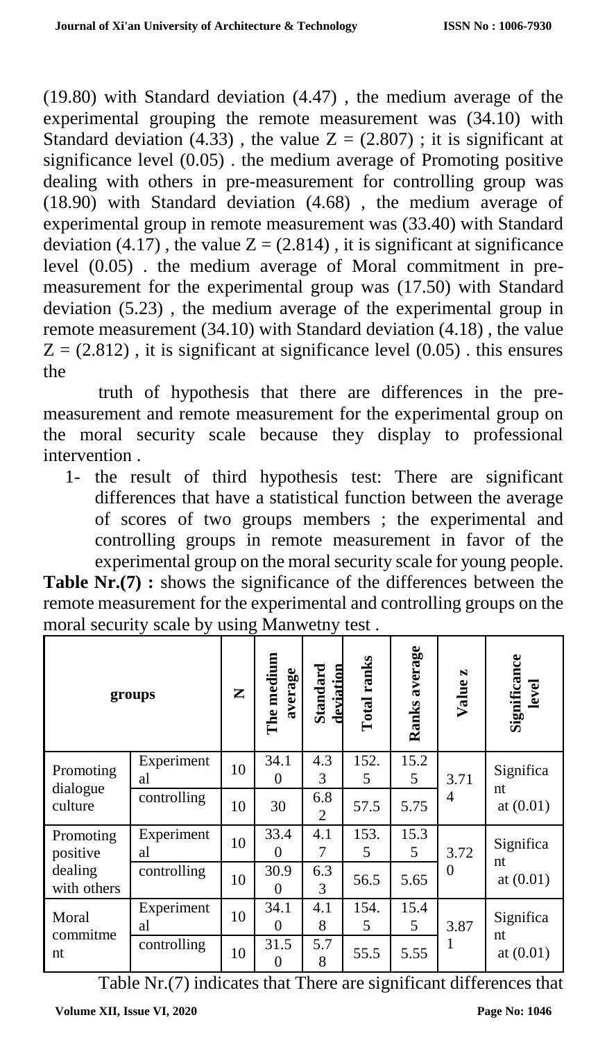(19.80) with Standard deviation (4.47) , the medium average of the experimental grouping the remote measurement was (34.10) with Standard deviation (4.33) , the value Z = (2.807) ; it is significant at significance level (0.05) . the medium average of Promoting positive dealing with others in pre-measurement for controlling group was (18.90) with Standard deviation (4.68) , the medium average of experimental group in remote measurement was (33.40) with Standard deviation (4.17) , the value Z = (2.814) , it is significant at significance level (0.05) . the medium average of Moral commitment in pre-measurement for the experimental group was (17.50) with Standard deviation (5.23) , the medium average of the experimental group in remote measurement (34.10) with Standard deviation (4.18) , the value Z = (2.812) , it is significant at significance level (0.05) . this ensures the

truth of hypothesis that there are differences in the pre-measurement and remote measurement for the experimental group on the moral security scale because they display to professional intervention .

1- the result of third hypothesis test: There are significant differences that have a statistical function between the average of scores of two groups members ; the experimental and controlling groups in remote measurement in favor of the experimental group on the moral security scale for young people.

**Table Nr.(7) :** shows the significance of the differences between the remote measurement for the experimental and controlling groups on the moral security scale by using Manwetny test .

| groups | | N | The medium average | Standard deviation | Total ranks | Ranks average | Value z | Significance level |
|---|---|---|---|---|---|---|---|---|
| Promoting dialogue culture | Experimental | 10 | 34.10 | 4.33 | 152.5 | 15.25 | 3.714 | Significant at (0.01) |
| | controlling | 10 | 30 | 6.82 | 57.5 | 5.75 | | |
| Promoting positive dealing with others | Experimental | 10 | 33.40 | 4.17 | 153.5 | 15.35 | 3.720 | Significant at (0.01) |
| | controlling | 10 | 30.90 | 6.33 | 56.5 | 5.65 | | |
| Moral commitment | Experimental | 10 | 34.10 | 4.18 | 154.5 | 15.45 | 3.871 | Significant at (0.01) |
| | controlling | 10 | 31.50 | 5.78 | 55.5 | 5.55 | | |

Table Nr.(7) indicates that There are significant differences that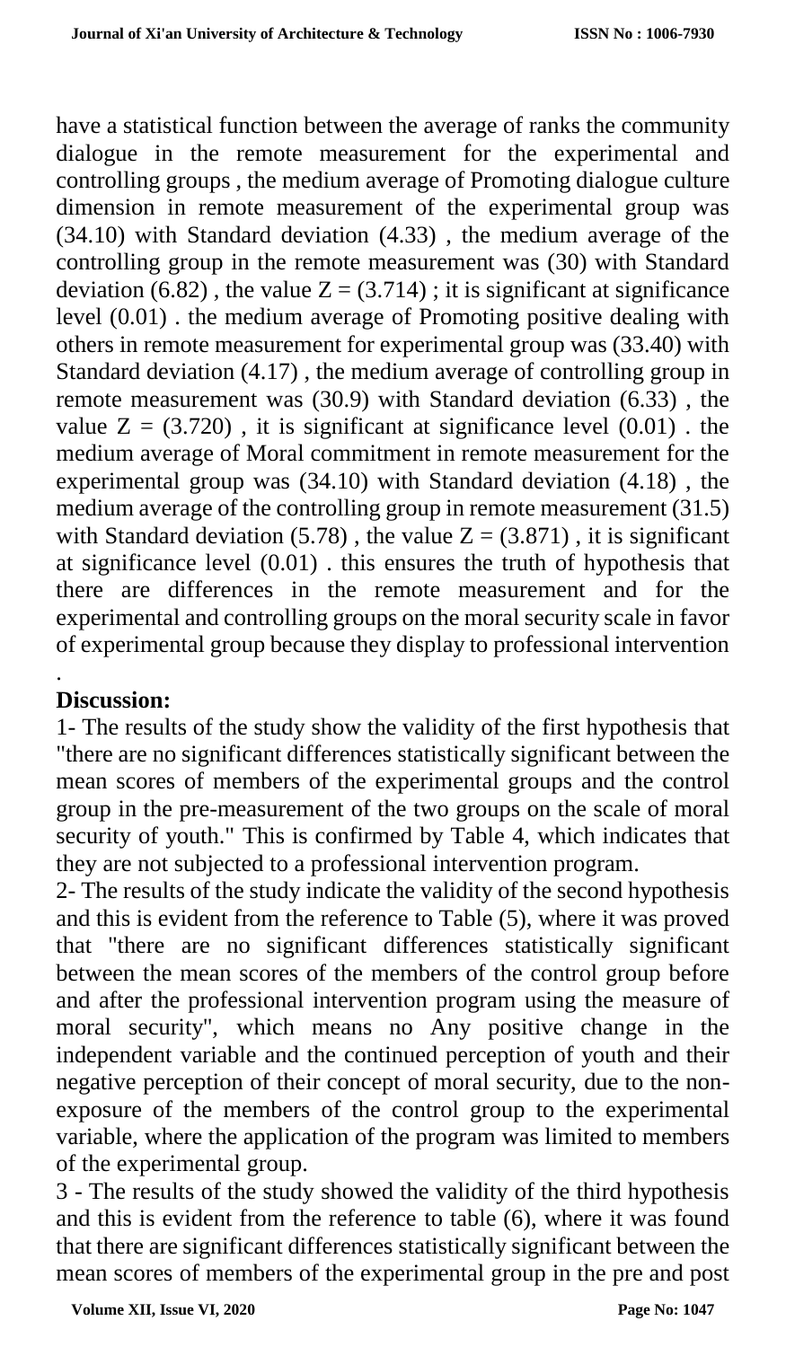have a statistical function between the average of ranks the community dialogue in the remote measurement for the experimental and controlling groups , the medium average of Promoting dialogue culture dimension in remote measurement of the experimental group was (34.10) with Standard deviation (4.33) , the medium average of the controlling group in the remote measurement was (30) with Standard deviation (6.82) , the value $Z = (3.714)$ ; it is significant at significance level (0.01) . the medium average of Promoting positive dealing with others in remote measurement for experimental group was (33.40) with Standard deviation (4.17) , the medium average of controlling group in remote measurement was (30.9) with Standard deviation (6.33) , the value $Z = (3.720)$ , it is significant at significance level (0.01) . the medium average of Moral commitment in remote measurement for the experimental group was (34.10) with Standard deviation (4.18) , the medium average of the controlling group in remote measurement (31.5) with Standard deviation (5.78) , the value $Z = (3.871)$ , it is significant at significance level (0.01) . this ensures the truth of hypothesis that there are differences in the remote measurement and for the experimental and controlling groups on the moral security scale in favor of experimental group because they display to professional intervention .

**Discussion:**

1- The results of the study show the validity of the first hypothesis that "there are no significant differences statistically significant between the mean scores of members of the experimental groups and the control group in the pre-measurement of the two groups on the scale of moral security of youth." This is confirmed by Table 4, which indicates that they are not subjected to a professional intervention program.

2- The results of the study indicate the validity of the second hypothesis and this is evident from the reference to Table (5), where it was proved that "there are no significant differences statistically significant between the mean scores of the members of the control group before and after the professional intervention program using the measure of moral security", which means no Any positive change in the independent variable and the continued perception of youth and their negative perception of their concept of moral security, due to the non-exposure of the members of the control group to the experimental variable, where the application of the program was limited to members of the experimental group.

3 - The results of the study showed the validity of the third hypothesis and this is evident from the reference to table (6), where it was found that there are significant differences statistically significant between the mean scores of members of the experimental group in the pre and post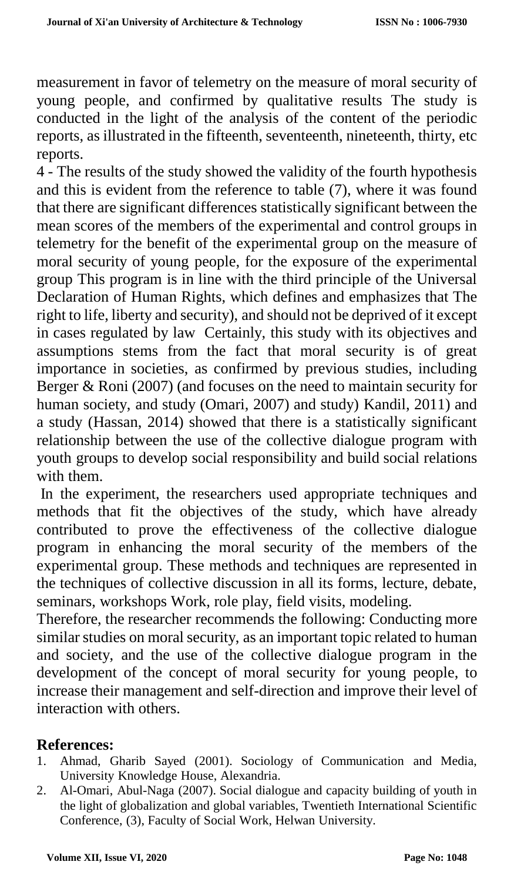measurement in favor of telemetry on the measure of moral security of young people, and confirmed by qualitative results The study is conducted in the light of the analysis of the content of the periodic reports, as illustrated in the fifteenth, seventeenth, nineteenth, thirty, etc reports.

4 - The results of the study showed the validity of the fourth hypothesis and this is evident from the reference to table (7), where it was found that there are significant differences statistically significant between the mean scores of the members of the experimental and control groups in telemetry for the benefit of the experimental group on the measure of moral security of young people, for the exposure of the experimental group This program is in line with the third principle of the Universal Declaration of Human Rights, which defines and emphasizes that The right to life, liberty and security), and should not be deprived of it except in cases regulated by law Certainly, this study with its objectives and assumptions stems from the fact that moral security is of great importance in societies, as confirmed by previous studies, including Berger & Roni (2007) (and focuses on the need to maintain security for human society, and study (Omari, 2007) and study) Kandil, 2011) and a study (Hassan, 2014) showed that there is a statistically significant relationship between the use of the collective dialogue program with youth groups to develop social responsibility and build social relations with them.

In the experiment, the researchers used appropriate techniques and methods that fit the objectives of the study, which have already contributed to prove the effectiveness of the collective dialogue program in enhancing the moral security of the members of the experimental group. These methods and techniques are represented in the techniques of collective discussion in all its forms, lecture, debate, seminars, workshops Work, role play, field visits, modeling.

Therefore, the researcher recommends the following: Conducting more similar studies on moral security, as an important topic related to human and society, and the use of the collective dialogue program in the development of the concept of moral security for young people, to increase their management and self-direction and improve their level of interaction with others.

## References:

1. Ahmad, Gharib Sayed (2001). Sociology of Communication and Media, University Knowledge House, Alexandria.
2. Al-Omari, Abul-Naga (2007). Social dialogue and capacity building of youth in the light of globalization and global variables, Twentieth International Scientific Conference, (3), Faculty of Social Work, Helwan University.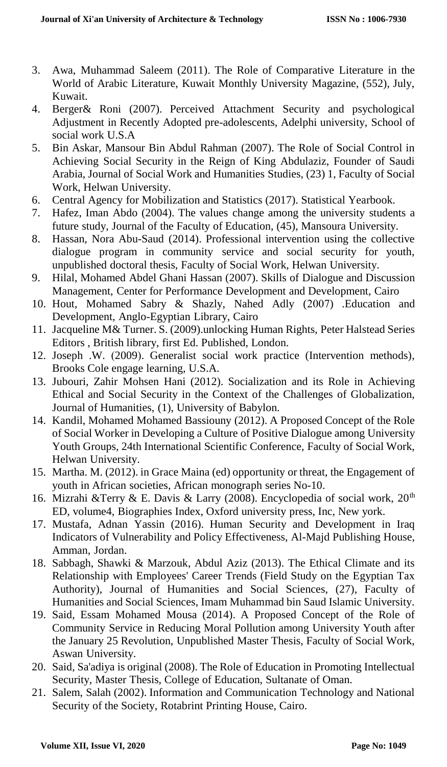3. Awa, Muhammad Saleem (2011). The Role of Comparative Literature in the World of Arabic Literature, Kuwait Monthly University Magazine, (552), July, Kuwait.
4. Berger& Roni (2007). Perceived Attachment Security and psychological Adjustment in Recently Adopted pre-adolescents, Adelphi university, School of social work U.S.A
5. Bin Askar, Mansour Bin Abdul Rahman (2007). The Role of Social Control in Achieving Social Security in the Reign of King Abdulaziz, Founder of Saudi Arabia, Journal of Social Work and Humanities Studies, (23) 1, Faculty of Social Work, Helwan University.
6. Central Agency for Mobilization and Statistics (2017). Statistical Yearbook.
7. Hafez, Iman Abdo (2004). The values change among the university students a future study, Journal of the Faculty of Education, (45), Mansoura University.
8. Hassan, Nora Abu-Saud (2014). Professional intervention using the collective dialogue program in community service and social security for youth, unpublished doctoral thesis, Faculty of Social Work, Helwan University.
9. Hilal, Mohamed Abdel Ghani Hassan (2007). Skills of Dialogue and Discussion Management, Center for Performance Development and Development, Cairo
10. Hout, Mohamed Sabry & Shazly, Nahed Adly (2007) .Education and Development, Anglo-Egyptian Library, Cairo
11. Jacqueline M& Turner. S. (2009).unlocking Human Rights, Peter Halstead Series Editors , British library, first Ed. Published, London.
12. Joseph .W. (2009). Generalist social work practice (Intervention methods), Brooks Cole engage learning, U.S.A.
13. Jubouri, Zahir Mohsen Hani (2012). Socialization and its Role in Achieving Ethical and Social Security in the Context of the Challenges of Globalization, Journal of Humanities, (1), University of Babylon.
14. Kandil, Mohamed Mohamed Bassiouny (2012). A Proposed Concept of the Role of Social Worker in Developing a Culture of Positive Dialogue among University Youth Groups, 24th International Scientific Conference, Faculty of Social Work, Helwan University.
15. Martha. M. (2012). in Grace Maina (ed) opportunity or threat, the Engagement of youth in African societies, African monograph series No-10.
16. Mizrahi &Terry & E. Davis & Larry (2008). Encyclopedia of social work, 20th ED, volume4, Biographies Index, Oxford university press, Inc, New york.
17. Mustafa, Adnan Yassin (2016). Human Security and Development in Iraq Indicators of Vulnerability and Policy Effectiveness, Al-Majd Publishing House, Amman, Jordan.
18. Sabbagh, Shawki & Marzouk, Abdul Aziz (2013). The Ethical Climate and its Relationship with Employees' Career Trends (Field Study on the Egyptian Tax Authority), Journal of Humanities and Social Sciences, (27), Faculty of Humanities and Social Sciences, Imam Muhammad bin Saud Islamic University.
19. Said, Essam Mohamed Mousa (2014). A Proposed Concept of the Role of Community Service in Reducing Moral Pollution among University Youth after the January 25 Revolution, Unpublished Master Thesis, Faculty of Social Work, Aswan University.
20. Said, Sa'adiya is original (2008). The Role of Education in Promoting Intellectual Security, Master Thesis, College of Education, Sultanate of Oman.
21. Salem, Salah (2002). Information and Communication Technology and National Security of the Society, Rotabrint Printing House, Cairo.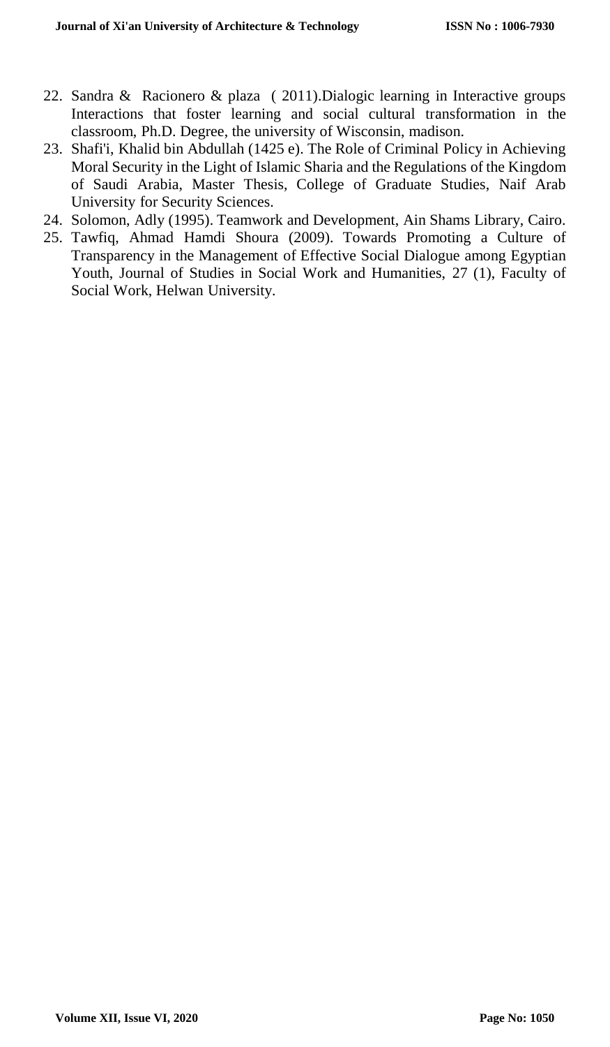22. Sandra & Racionero & plaza ( 2011).Dialogic learning in Interactive groups Interactions that foster learning and social cultural transformation in the classroom, Ph.D. Degree, the university of Wisconsin, madison.
23. Shafi'i, Khalid bin Abdullah (1425 e). The Role of Criminal Policy in Achieving Moral Security in the Light of Islamic Sharia and the Regulations of the Kingdom of Saudi Arabia, Master Thesis, College of Graduate Studies, Naif Arab University for Security Sciences.
24. Solomon, Adly (1995). Teamwork and Development, Ain Shams Library, Cairo.
25. Tawfiq, Ahmad Hamdi Shoura (2009). Towards Promoting a Culture of Transparency in the Management of Effective Social Dialogue among Egyptian Youth, Journal of Studies in Social Work and Humanities, 27 (1), Faculty of Social Work, Helwan University.